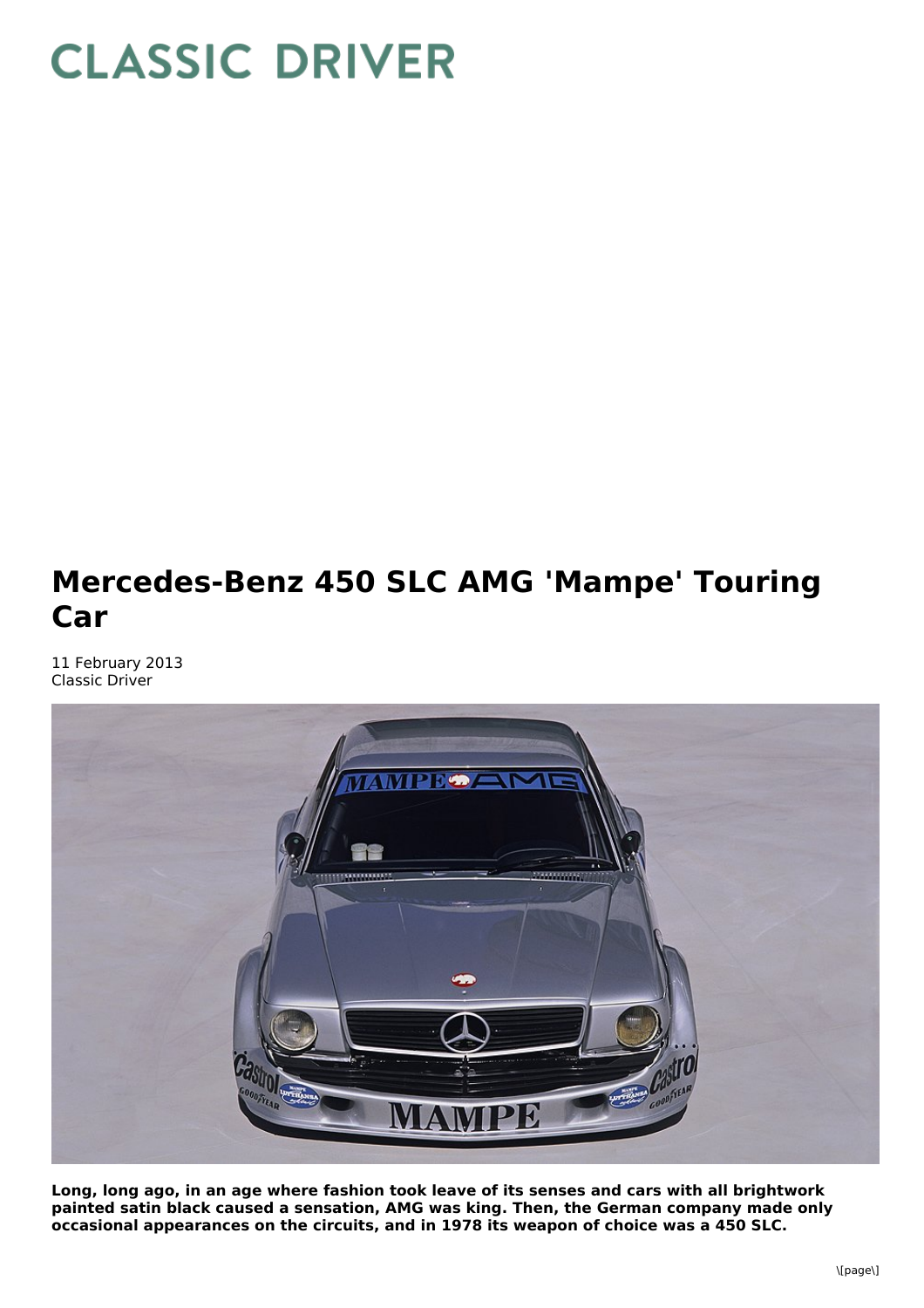CLASSIC DRIVER

# Mercedes-Benz 450 SLC AMG 'Mampe' Touring Car

11 February 2013
Classic Driver

**Long, long ago, in an age where fashion took leave of its senses and cars with all brightwork painted satin black caused a sensation, AMG was king. Then, the German company made only occasional appearances on the circuits, and in 1978 its weapon of choice was a 450 SLC.**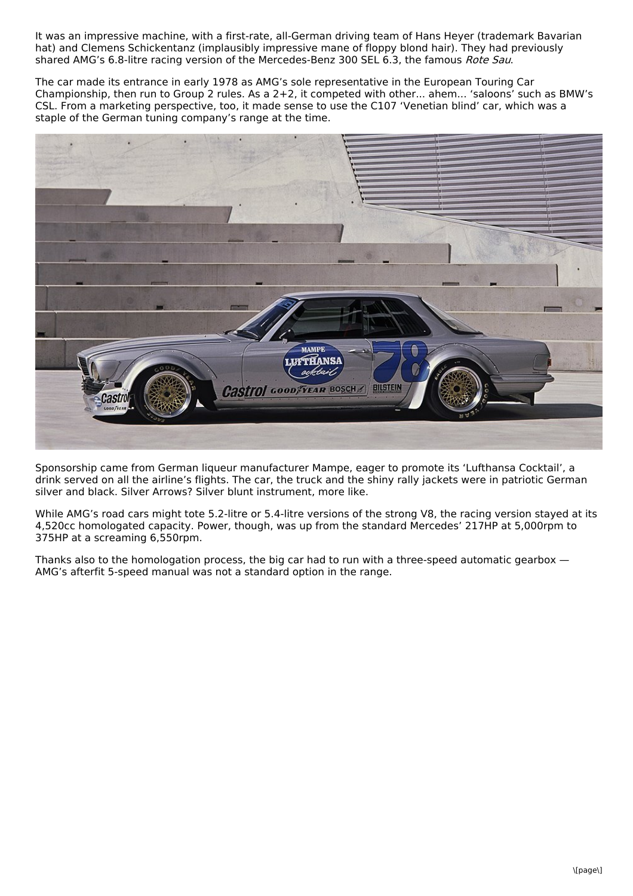It was an impressive machine, with a first-rate, all-German driving team of Hans Heyer (trademark Bavarian hat) and Clemens Schickentanz (implausibly impressive mane of floppy blond hair). They had previously shared AMG's 6.8-litre racing version of the Mercedes-Benz 300 SEL 6.3, the famous *Rote Sau*.

The car made its entrance in early 1978 as AMG's sole representative in the European Touring Car Championship, then run to Group 2 rules. As a 2+2, it competed with other... ahem... 'saloons' such as BMW's CSL. From a marketing perspective, too, it made sense to use the C107 'Venetian blind' car, which was a staple of the German tuning company's range at the time.

Sponsorship came from German liqueur manufacturer Mampe, eager to promote its 'Lufthansa Cocktail', a drink served on all the airline's flights. The car, the truck and the shiny rally jackets were in patriotic German silver and black. Silver Arrows? Silver blunt instrument, more like.

While AMG's road cars might tote 5.2-litre or 5.4-litre versions of the strong V8, the racing version stayed at its 4,520cc homologated capacity. Power, though, was up from the standard Mercedes' 217HP at 5,000rpm to 375HP at a screaming 6,550rpm.

Thanks also to the homologation process, the big car had to run with a three-speed automatic gearbox — AMG's afterfit 5-speed manual was not a standard option in the range.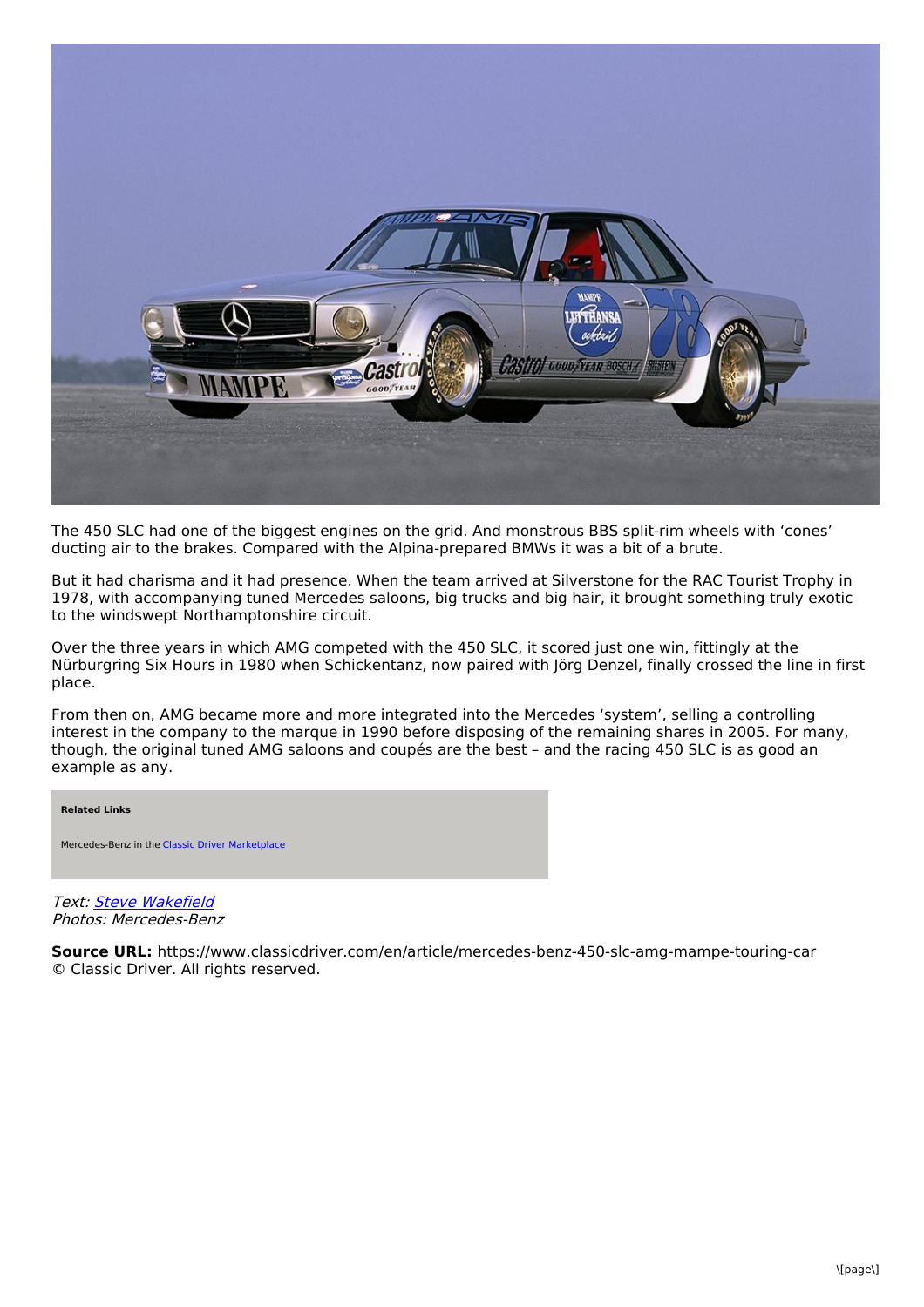The 450 SLC had one of the biggest engines on the grid. And monstrous BBS split-rim wheels with ‘cones’ ducting air to the brakes. Compared with the Alpina-prepared BMWs it was a bit of a brute.

But it had charisma and it had presence. When the team arrived at Silverstone for the RAC Tourist Trophy in 1978, with accompanying tuned Mercedes saloons, big trucks and big hair, it brought something truly exotic to the windswept Northamptonshire circuit.

Over the three years in which AMG competed with the 450 SLC, it scored just one win, fittingly at the Nürburgring Six Hours in 1980 when Schickentanz, now paired with Jörg Denzel, finally crossed the line in first place.

From then on, AMG became more and more integrated into the Mercedes ‘system’, selling a controlling interest in the company to the marque in 1990 before disposing of the remaining shares in 2005. For many, though, the original tuned AMG saloons and coupés are the best – and the racing 450 SLC is as good an example as any.

**Related Links**

Mercedes-Benz in the Classic Driver Marketplace

*Text: Steve Wakefield*
*Photos: Mercedes-Benz*

**Source URL:** https://www.classicdriver.com/en/article/mercedes-benz-450-slc-amg-mampe-touring-car
© Classic Driver. All rights reserved.